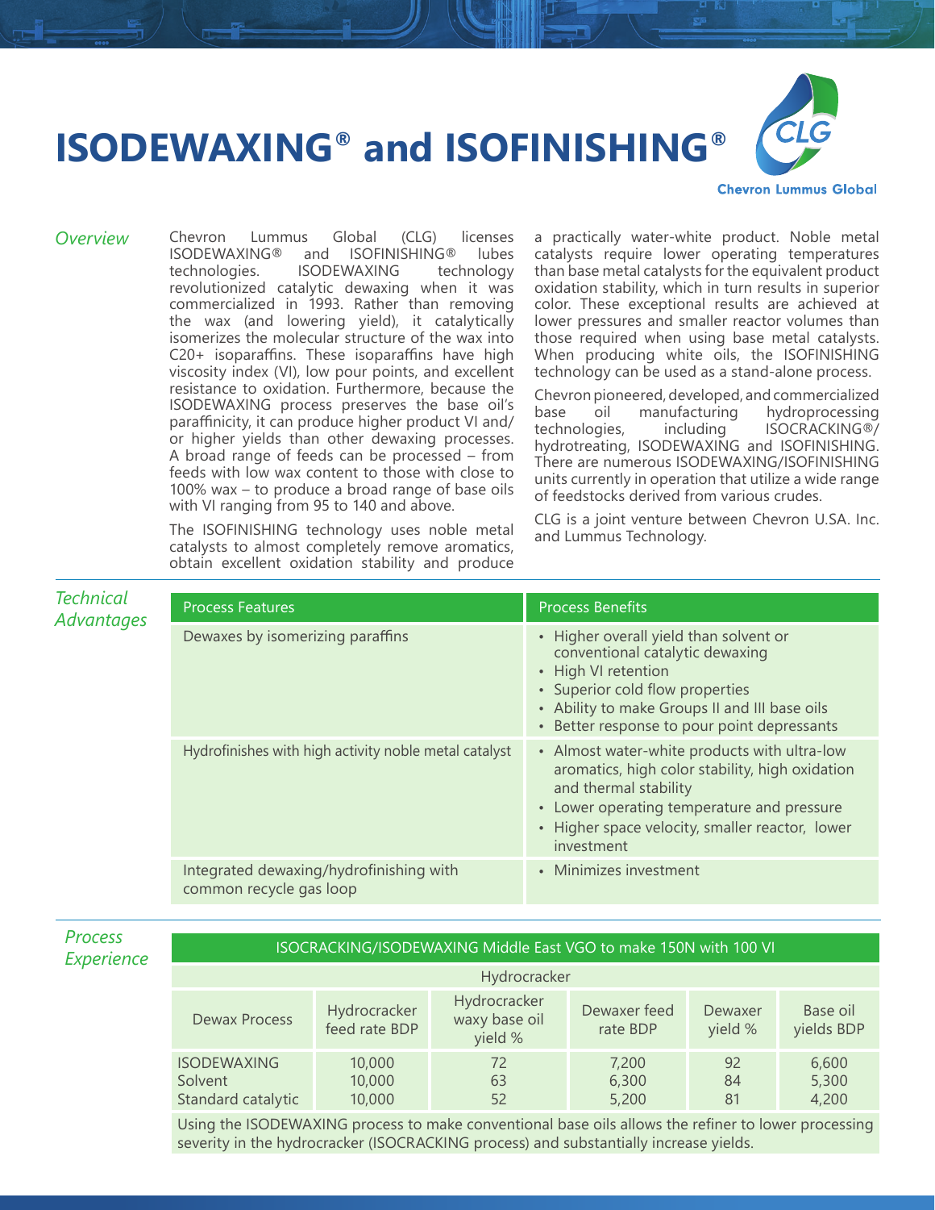# ISODEWAXING® and ISOFINISHING®

Chevron Lummus Global

## Overview

Chevron Lummus Global (CLG) licenses ISODEWAXING® and ISOFINISHING® lubes technologies. ISODEWAXING technology revolutionized catalytic dewaxing when it was commercialized in 1993. Rather than removing the wax (and lowering yield), it catalytically isomerizes the molecular structure of the wax into C20+ isoparaffins. These isoparaffins have high viscosity index (VI), low pour points, and excellent resistance to oxidation. Furthermore, because the ISODEWAXING process preserves the base oil's paraffinicity, it can produce higher product VI and/or higher yields than other dewaxing processes. A broad range of feeds can be processed – from feeds with low wax content to those with close to 100% wax – to produce a broad range of base oils with VI ranging from 95 to 140 and above.

The ISOFINISHING technology uses noble metal catalysts to almost completely remove aromatics, obtain excellent oxidation stability and produce a practically water-white product. Noble metal catalysts require lower operating temperatures than base metal catalysts for the equivalent product oxidation stability, which in turn results in superior color. These exceptional results are achieved at lower pressures and smaller reactor volumes than those required when using base metal catalysts. When producing white oils, the ISOFINISHING technology can be used as a stand-alone process.

Chevron pioneered, developed, and commercialized base oil manufacturing hydroprocessing technologies, including ISOCRACKING®/hydrotreating, ISODEWAXING and ISOFINISHING. There are numerous ISODEWAXING/ISOFINISHING units currently in operation that utilize a wide range of feedstocks derived from various crudes.

CLG is a joint venture between Chevron U.S.A. Inc. and Lummus Technology.

## Technical Advantages

| Process Features | Process Benefits |
|---|---|
| Dewaxes by isomerizing paraffins | • Higher overall yield than solvent or conventional catalytic dewaxing<br>• High VI retention<br>• Superior cold flow properties<br>• Ability to make Groups II and III base oils<br>• Better response to pour point depressants |
| Hydrofinishes with high activity noble metal catalyst | • Almost water-white products with ultra-low aromatics, high color stability, high oxidation and thermal stability<br>• Lower operating temperature and pressure<br>• Higher space velocity, smaller reactor, lower investment |
| Integrated dewaxing/hydrofinishing with common recycle gas loop | • Minimizes investment |

## Process Experience

**ISOCRACKING/ISODEWAXING Middle East VGO to make 150N with 100 VI**

| | Hydrocracker | | | | |
|---|---|---|---|---|---|
| Dewax Process | Hydrocracker feed rate BDP | Hydrocracker waxy base oil yield % | Dewaxer feed rate BDP | Dewaxer yield % | Base oil yields BDP |
| ISODEWAXING | 10,000 | 72 | 7,200 | 92 | 6,600 |
| Solvent | 10,000 | 63 | 6,300 | 84 | 5,300 |
| Standard catalytic | 10,000 | 52 | 5,200 | 81 | 4,200 |

Using the ISODEWAXING process to make conventional base oils allows the refiner to lower processing severity in the hydrocracker (ISOCRACKING process) and substantially increase yields.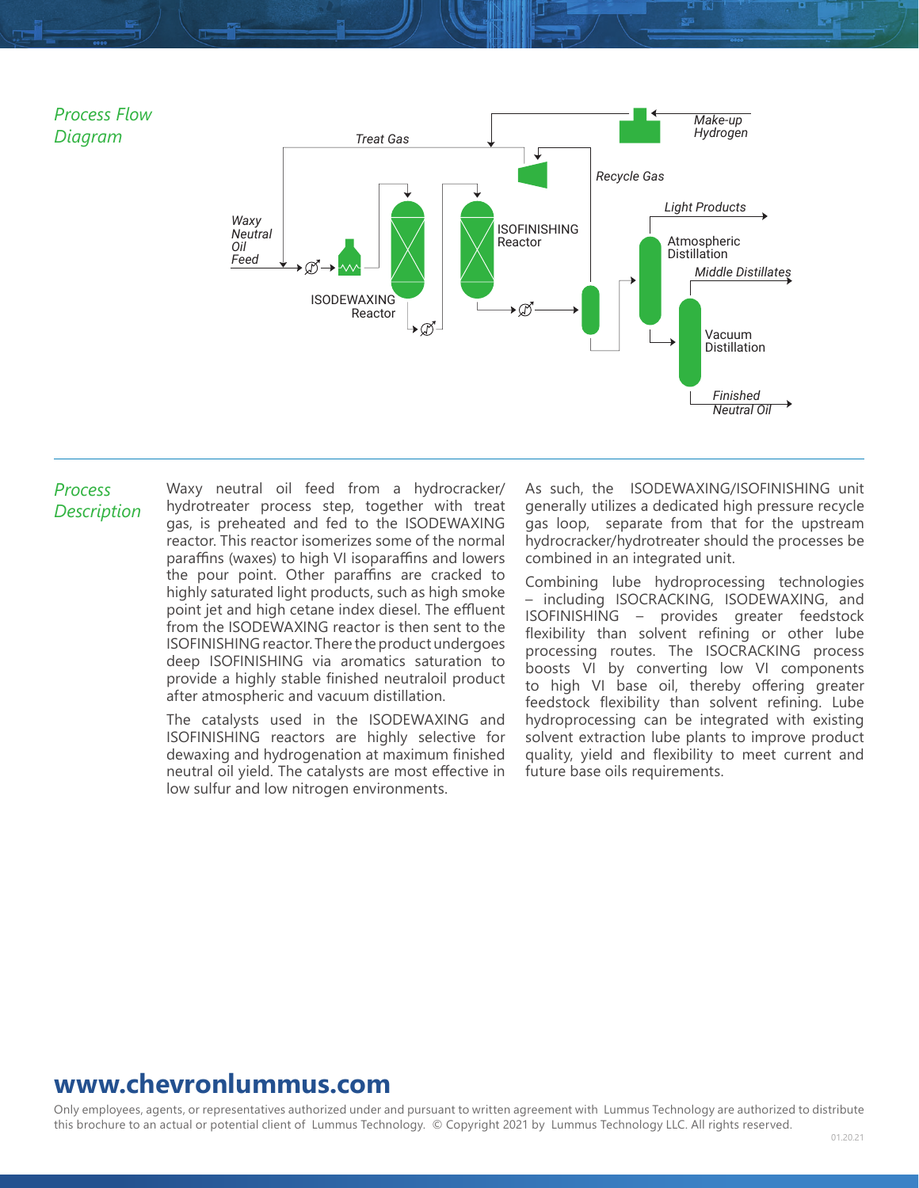## Process Flow Diagram

Treat Gas

Make-up Hydrogen

Recycle Gas

Light Products

Waxy Neutral Oil Feed

ISOFINISHING Reactor

Atmospheric Distillation

Middle Distillates

ISODEWAXING Reactor

Vacuum Distillation

Finished Neutral Oil

## Process Description

Waxy neutral oil feed from a hydrocracker/hydrotreater process step, together with treat gas, is preheated and fed to the ISODEWAXING reactor. This reactor isomerizes some of the normal paraffins (waxes) to high VI isoparaffins and lowers the pour point. Other paraffins are cracked to highly saturated light products, such as high smoke point jet and high cetane index diesel. The effluent from the ISODEWAXING reactor is then sent to the ISOFINISHING reactor. There the product undergoes deep ISOFINISHING via aromatics saturation to provide a highly stable finished neutraloil product after atmospheric and vacuum distillation.

The catalysts used in the ISODEWAXING and ISOFINISHING reactors are highly selective for dewaxing and hydrogenation at maximum finished neutral oil yield. The catalysts are most effective in low sulfur and low nitrogen environments.

As such, the ISODEWAXING/ISOFINISHING unit generally utilizes a dedicated high pressure recycle gas loop, separate from that for the upstream hydrocracker/hydrotreater should the processes be combined in an integrated unit.

Combining lube hydroprocessing technologies – including ISOCRACKING, ISODEWAXING, and ISOFINISHING – provides greater feedstock flexibility than solvent refining or other lube processing routes. The ISOCRACKING process boosts VI by converting low VI components to high VI base oil, thereby offering greater feedstock flexibility than solvent refining. Lube hydroprocessing can be integrated with existing solvent extraction lube plants to improve product quality, yield and flexibility to meet current and future base oils requirements.

**www.chevronlummus.com**

Only employees, agents, or representatives authorized under and pursuant to written agreement with Lummus Technology are authorized to distribute this brochure to an actual or potential client of Lummus Technology. © Copyright 2021 by Lummus Technology LLC. All rights reserved.

01.20.21